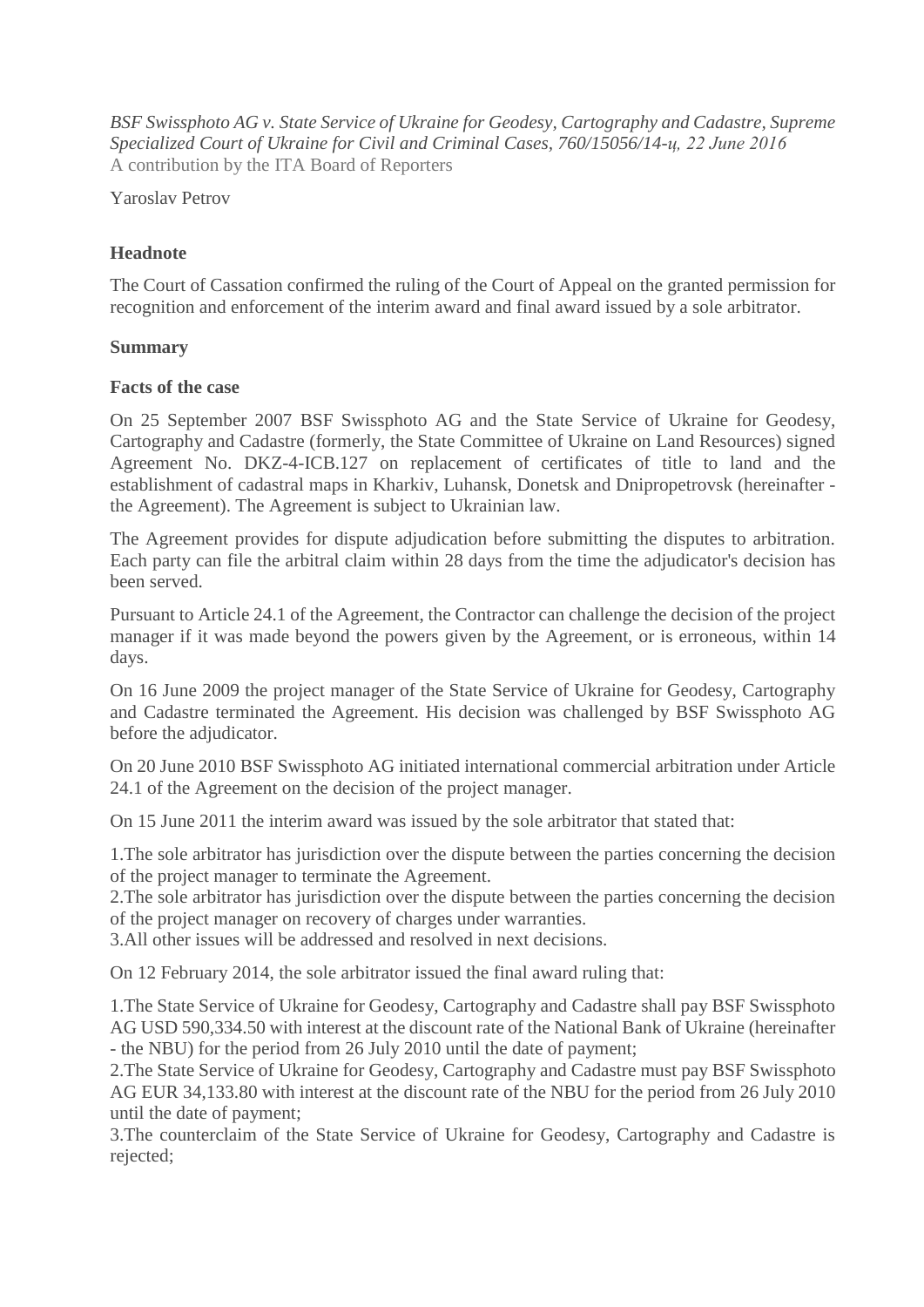*BSF Swissphoto AG v. State Service of Ukraine for Geodesy, Cartography and Cadastre, Supreme Specialized Court of Ukraine for Civil and Criminal Cases, 760/15056/14-ц, 22 June 2016*
A contribution by the ITA Board of Reporters

Yaroslav Petrov

**Headnote**

The Court of Cassation confirmed the ruling of the Court of Appeal on the granted permission for recognition and enforcement of the interim award and final award issued by a sole arbitrator.

**Summary**

**Facts of the case**

On 25 September 2007 BSF Swissphoto AG and the State Service of Ukraine for Geodesy, Cartography and Cadastre (formerly, the State Committee of Ukraine on Land Resources) signed Agreement No. DKZ-4-ICB.127 on replacement of certificates of title to land and the establishment of cadastral maps in Kharkiv, Luhansk, Donetsk and Dnipropetrovsk (hereinafter - the Agreement). The Agreement is subject to Ukrainian law.

The Agreement provides for dispute adjudication before submitting the disputes to arbitration. Each party can file the arbitral claim within 28 days from the time the adjudicator's decision has been served.

Pursuant to Article 24.1 of the Agreement, the Contractor can challenge the decision of the project manager if it was made beyond the powers given by the Agreement, or is erroneous, within 14 days.

On 16 June 2009 the project manager of the State Service of Ukraine for Geodesy, Cartography and Cadastre terminated the Agreement. His decision was challenged by BSF Swissphoto AG before the adjudicator.

On 20 June 2010 BSF Swissphoto AG initiated international commercial arbitration under Article 24.1 of the Agreement on the decision of the project manager.

On 15 June 2011 the interim award was issued by the sole arbitrator that stated that:

1.The sole arbitrator has jurisdiction over the dispute between the parties concerning the decision of the project manager to terminate the Agreement.
2.The sole arbitrator has jurisdiction over the dispute between the parties concerning the decision of the project manager on recovery of charges under warranties.
3.All other issues will be addressed and resolved in next decisions.

On 12 February 2014, the sole arbitrator issued the final award ruling that:

1.The State Service of Ukraine for Geodesy, Cartography and Cadastre shall pay BSF Swissphoto AG USD 590,334.50 with interest at the discount rate of the National Bank of Ukraine (hereinafter - the NBU) for the period from 26 July 2010 until the date of payment;
2.The State Service of Ukraine for Geodesy, Cartography and Cadastre must pay BSF Swissphoto AG EUR 34,133.80 with interest at the discount rate of the NBU for the period from 26 July 2010 until the date of payment;
3.The counterclaim of the State Service of Ukraine for Geodesy, Cartography and Cadastre is rejected;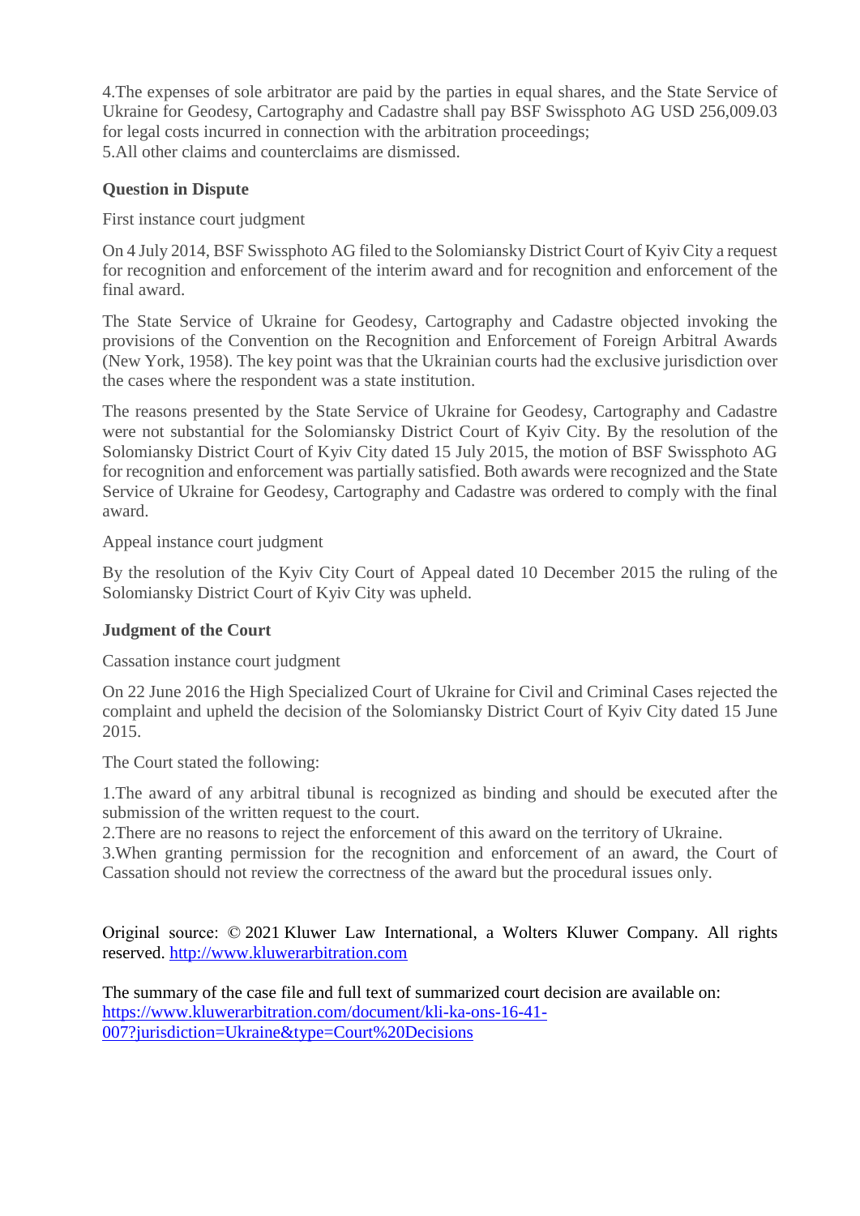4.The expenses of sole arbitrator are paid by the parties in equal shares, and the State Service of Ukraine for Geodesy, Cartography and Cadastre shall pay BSF Swissphoto AG USD 256,009.03 for legal costs incurred in connection with the arbitration proceedings;
5.All other claims and counterclaims are dismissed.

**Question in Dispute**

First instance court judgment

On 4 July 2014, BSF Swissphoto AG filed to the Solomiansky District Court of Kyiv City a request for recognition and enforcement of the interim award and for recognition and enforcement of the final award.

The State Service of Ukraine for Geodesy, Cartography and Cadastre objected invoking the provisions of the Convention on the Recognition and Enforcement of Foreign Arbitral Awards (New York, 1958). The key point was that the Ukrainian courts had the exclusive jurisdiction over the cases where the respondent was a state institution.

The reasons presented by the State Service of Ukraine for Geodesy, Cartography and Cadastre were not substantial for the Solomiansky District Court of Kyiv City. By the resolution of the Solomiansky District Court of Kyiv City dated 15 July 2015, the motion of BSF Swissphoto AG for recognition and enforcement was partially satisfied. Both awards were recognized and the State Service of Ukraine for Geodesy, Cartography and Cadastre was ordered to comply with the final award.

Appeal instance court judgment

By the resolution of the Kyiv City Court of Appeal dated 10 December 2015 the ruling of the Solomiansky District Court of Kyiv City was upheld.

**Judgment of the Court**

Cassation instance court judgment

On 22 June 2016 the High Specialized Court of Ukraine for Civil and Criminal Cases rejected the complaint and upheld the decision of the Solomiansky District Court of Kyiv City dated 15 June 2015.

The Court stated the following:

1.The award of any arbitral tibunal is recognized as binding and should be executed after the submission of the written request to the court.
2.There are no reasons to reject the enforcement of this award on the territory of Ukraine.
3.When granting permission for the recognition and enforcement of an award, the Court of Cassation should not review the correctness of the award but the procedural issues only.

Original source: © 2021 Kluwer Law International, a Wolters Kluwer Company. All rights reserved. http://www.kluwerarbitration.com

The summary of the case file and full text of summarized court decision are available on:
https://www.kluwerarbitration.com/document/kli-ka-ons-16-41-007?jurisdiction=Ukraine&type=Court%20Decisions